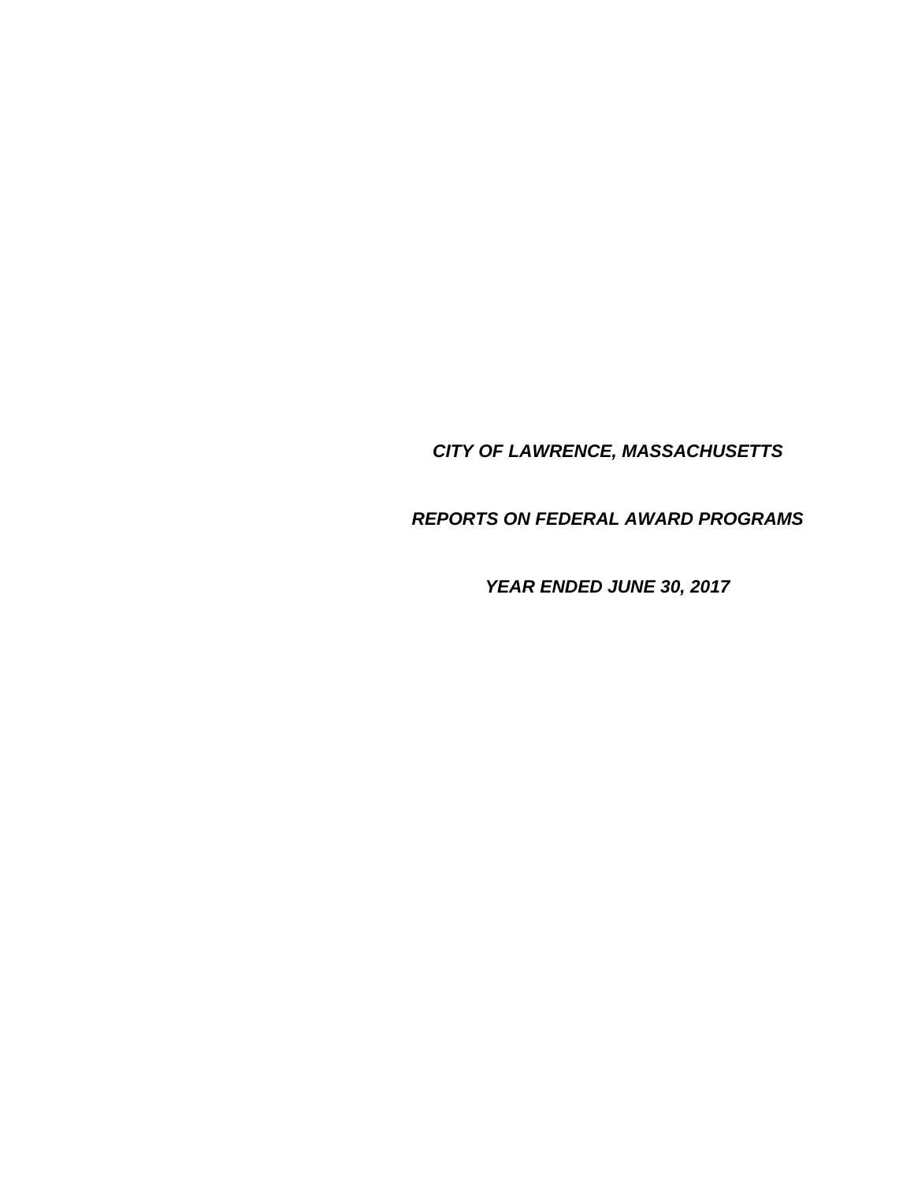# *CITY OF LAWRENCE, MASSACHUSETTS*

## *REPORTS ON FEDERAL AWARD PROGRAMS*

### *YEAR ENDED JUNE 30, 2017*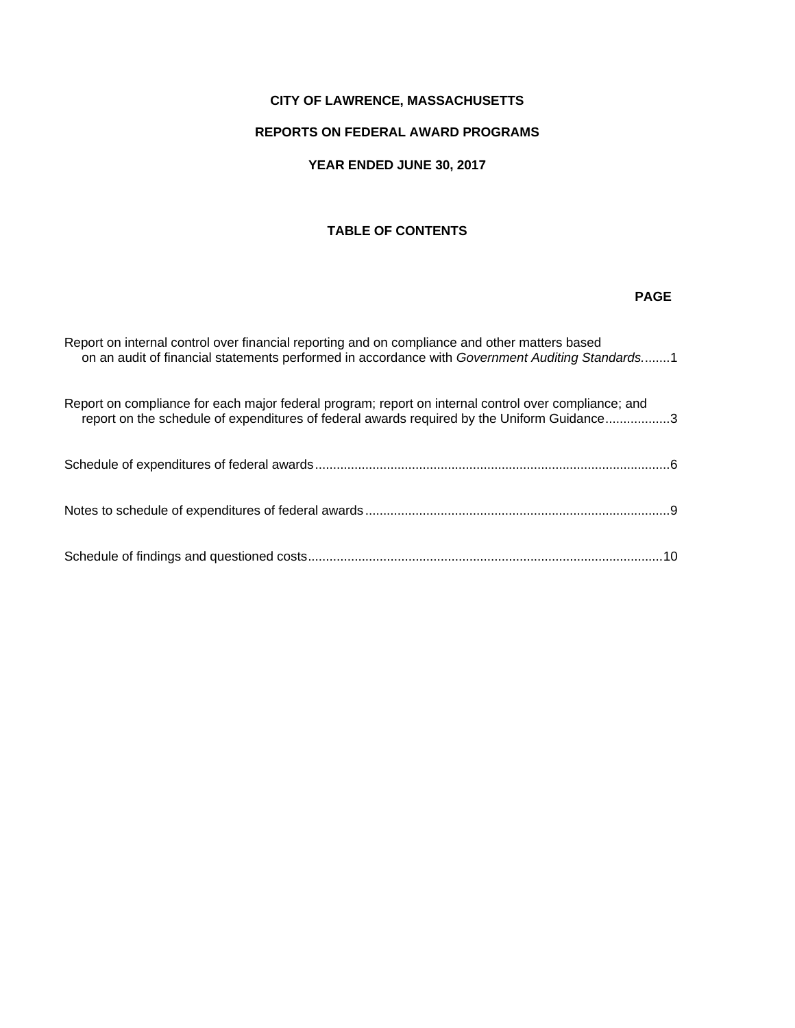# CITY OF LAWRENCE, MASSACHUSETTS

## REPORTS ON FEDERAL AWARD PROGRAMS

## YEAR ENDED JUNE 30, 2017

### TABLE OF CONTENTS

| | PAGE |
|---|---|
| Report on internal control over financial reporting and on compliance and other matters based on an audit of financial statements performed in accordance with *Government Auditing Standards.* | 1 |
| Report on compliance for each major federal program; report on internal control over compliance; and report on the schedule of expenditures of federal awards required by the Uniform Guidance | 3 |
| Schedule of expenditures of federal awards | 6 |
| Notes to schedule of expenditures of federal awards | 9 |
| Schedule of findings and questioned costs | 10 |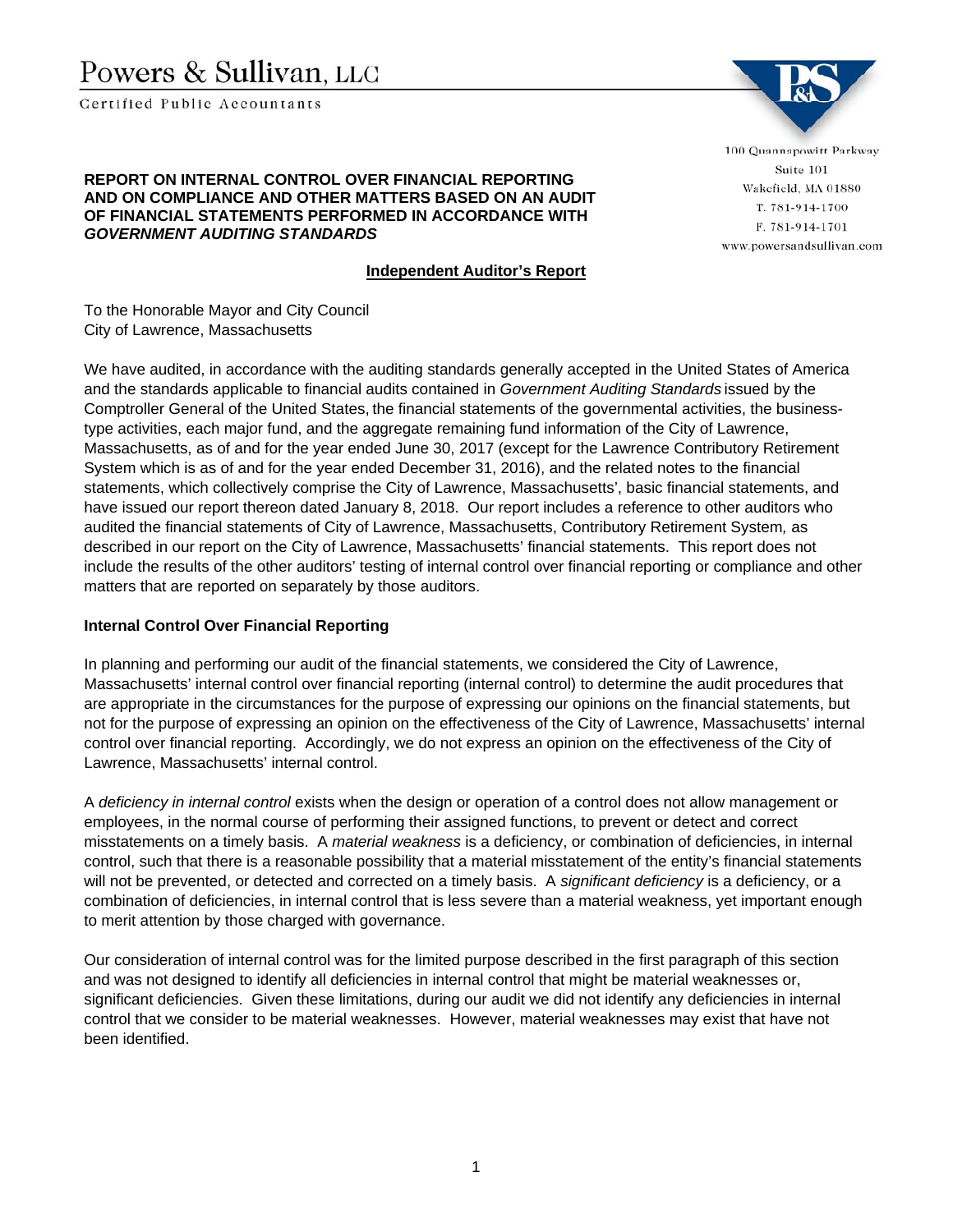# Powers & Sullivan, LLC

Certified Public Accountants

100 Quannapowitt Parkway
Suite 101
Wakefield, MA 01880
T. 781-914-1700
F. 781-914-1701
www.powersandsullivan.com

**REPORT ON INTERNAL CONTROL OVER FINANCIAL REPORTING AND ON COMPLIANCE AND OTHER MATTERS BASED ON AN AUDIT OF FINANCIAL STATEMENTS PERFORMED IN ACCORDANCE WITH *GOVERNMENT AUDITING STANDARDS***

**Independent Auditor's Report**

To the Honorable Mayor and City Council
City of Lawrence, Massachusetts

We have audited, in accordance with the auditing standards generally accepted in the United States of America and the standards applicable to financial audits contained in *Government Auditing Standards* issued by the Comptroller General of the United States, the financial statements of the governmental activities, the business-type activities, each major fund, and the aggregate remaining fund information of the City of Lawrence, Massachusetts, as of and for the year ended June 30, 2017 (except for the Lawrence Contributory Retirement System which is as of and for the year ended December 31, 2016), and the related notes to the financial statements, which collectively comprise the City of Lawrence, Massachusetts', basic financial statements, and have issued our report thereon dated January 8, 2018. Our report includes a reference to other auditors who audited the financial statements of City of Lawrence, Massachusetts, Contributory Retirement System, as described in our report on the City of Lawrence, Massachusetts' financial statements. This report does not include the results of the other auditors' testing of internal control over financial reporting or compliance and other matters that are reported on separately by those auditors.

**Internal Control Over Financial Reporting**

In planning and performing our audit of the financial statements, we considered the City of Lawrence, Massachusetts' internal control over financial reporting (internal control) to determine the audit procedures that are appropriate in the circumstances for the purpose of expressing our opinions on the financial statements, but not for the purpose of expressing an opinion on the effectiveness of the City of Lawrence, Massachusetts' internal control over financial reporting. Accordingly, we do not express an opinion on the effectiveness of the City of Lawrence, Massachusetts' internal control.

A *deficiency in internal control* exists when the design or operation of a control does not allow management or employees, in the normal course of performing their assigned functions, to prevent or detect and correct misstatements on a timely basis. A *material weakness* is a deficiency, or combination of deficiencies, in internal control, such that there is a reasonable possibility that a material misstatement of the entity's financial statements will not be prevented, or detected and corrected on a timely basis. A *significant deficiency* is a deficiency, or a combination of deficiencies, in internal control that is less severe than a material weakness, yet important enough to merit attention by those charged with governance.

Our consideration of internal control was for the limited purpose described in the first paragraph of this section and was not designed to identify all deficiencies in internal control that might be material weaknesses or, significant deficiencies. Given these limitations, during our audit we did not identify any deficiencies in internal control that we consider to be material weaknesses. However, material weaknesses may exist that have not been identified.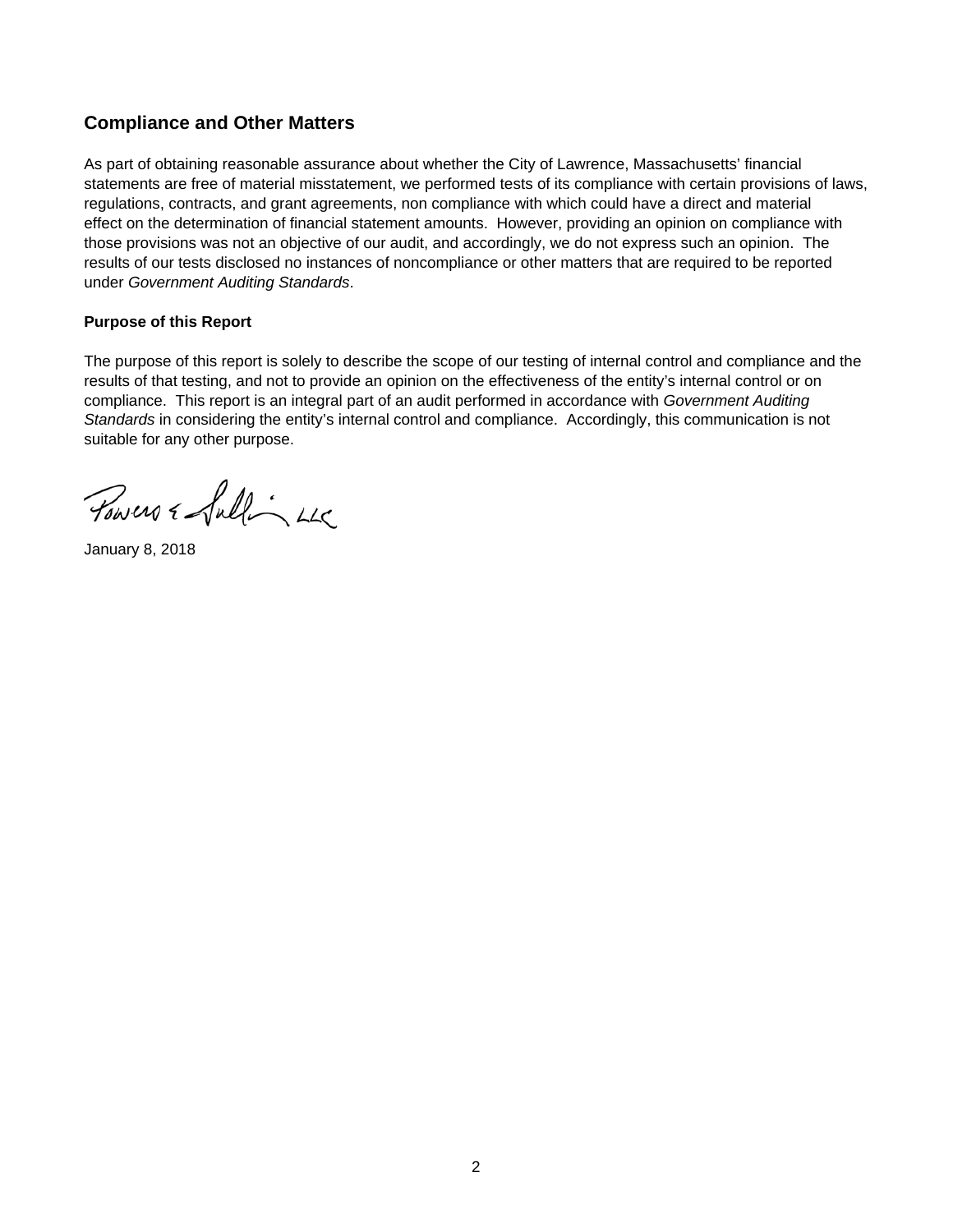## Compliance and Other Matters

As part of obtaining reasonable assurance about whether the City of Lawrence, Massachusetts' financial statements are free of material misstatement, we performed tests of its compliance with certain provisions of laws, regulations, contracts, and grant agreements, non compliance with which could have a direct and material effect on the determination of financial statement amounts. However, providing an opinion on compliance with those provisions was not an objective of our audit, and accordingly, we do not express such an opinion. The results of our tests disclosed no instances of noncompliance or other matters that are required to be reported under *Government Auditing Standards*.

**Purpose of this Report**

The purpose of this report is solely to describe the scope of our testing of internal control and compliance and the results of that testing, and not to provide an opinion on the effectiveness of the entity's internal control or on compliance. This report is an integral part of an audit performed in accordance with *Government Auditing Standards* in considering the entity's internal control and compliance. Accordingly, this communication is not suitable for any other purpose.

Powers & Sullivan, LLC

January 8, 2018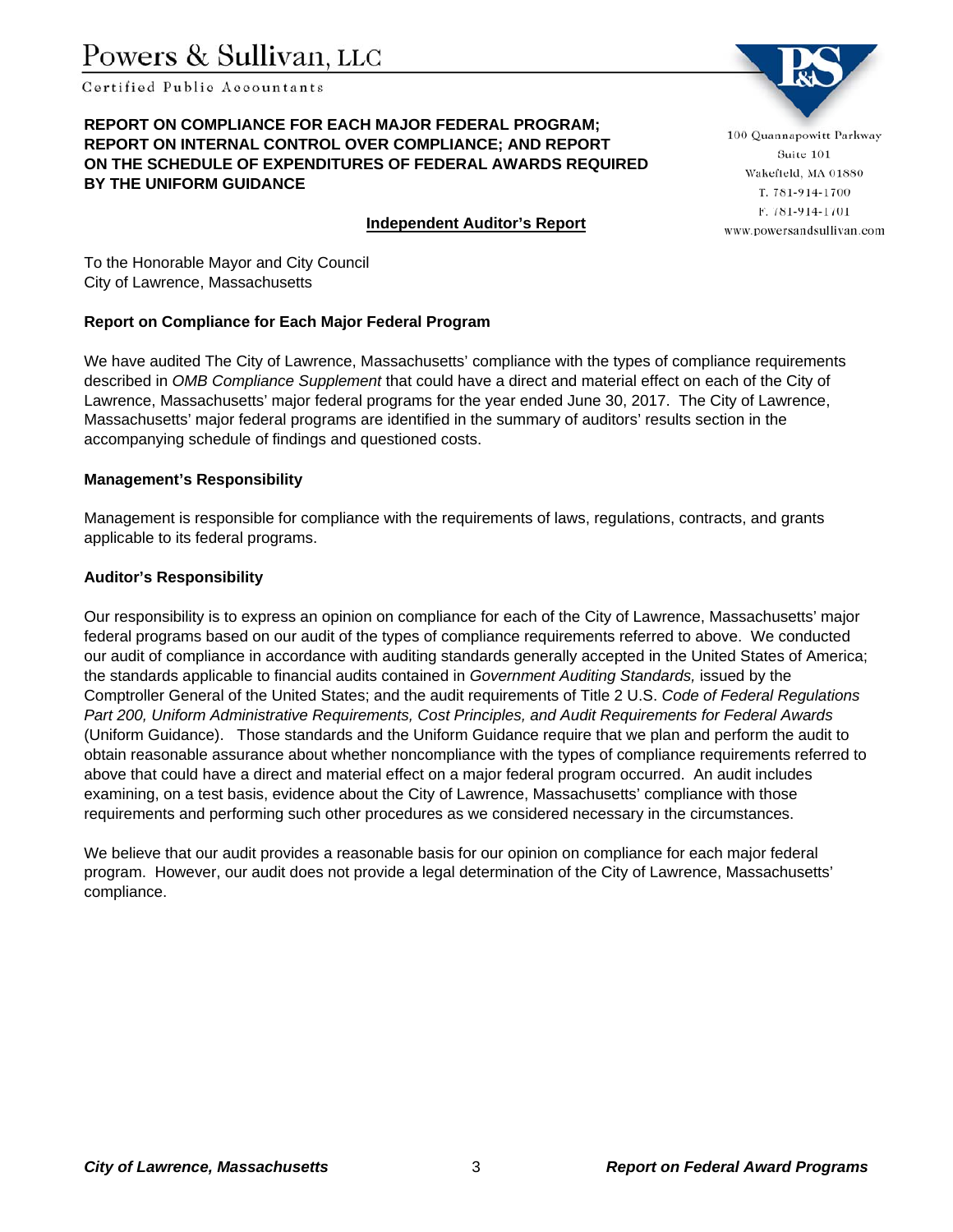Powers & Sullivan, LLC

Certified Public Accountants

100 Quannapowitt Parkway
Suite 101
Wakefield, MA 01880
T. 781-914-1700
F. 781-914-1701
www.powersandsullivan.com

**REPORT ON COMPLIANCE FOR EACH MAJOR FEDERAL PROGRAM; REPORT ON INTERNAL CONTROL OVER COMPLIANCE; AND REPORT ON THE SCHEDULE OF EXPENDITURES OF FEDERAL AWARDS REQUIRED BY THE UNIFORM GUIDANCE**

**Independent Auditor's Report**

To the Honorable Mayor and City Council
City of Lawrence, Massachusetts

**Report on Compliance for Each Major Federal Program**

We have audited The City of Lawrence, Massachusetts' compliance with the types of compliance requirements described in *OMB Compliance Supplement* that could have a direct and material effect on each of the City of Lawrence, Massachusetts' major federal programs for the year ended June 30, 2017. The City of Lawrence, Massachusetts' major federal programs are identified in the summary of auditors' results section in the accompanying schedule of findings and questioned costs.

**Management's Responsibility**

Management is responsible for compliance with the requirements of laws, regulations, contracts, and grants applicable to its federal programs.

**Auditor's Responsibility**

Our responsibility is to express an opinion on compliance for each of the City of Lawrence, Massachusetts' major federal programs based on our audit of the types of compliance requirements referred to above. We conducted our audit of compliance in accordance with auditing standards generally accepted in the United States of America; the standards applicable to financial audits contained in *Government Auditing Standards,* issued by the Comptroller General of the United States; and the audit requirements of Title 2 U.S. *Code of Federal Regulations Part 200, Uniform Administrative Requirements, Cost Principles, and Audit Requirements for Federal Awards* (Uniform Guidance). Those standards and the Uniform Guidance require that we plan and perform the audit to obtain reasonable assurance about whether noncompliance with the types of compliance requirements referred to above that could have a direct and material effect on a major federal program occurred. An audit includes examining, on a test basis, evidence about the City of Lawrence, Massachusetts' compliance with those requirements and performing such other procedures as we considered necessary in the circumstances.

We believe that our audit provides a reasonable basis for our opinion on compliance for each major federal program. However, our audit does not provide a legal determination of the City of Lawrence, Massachusetts' compliance.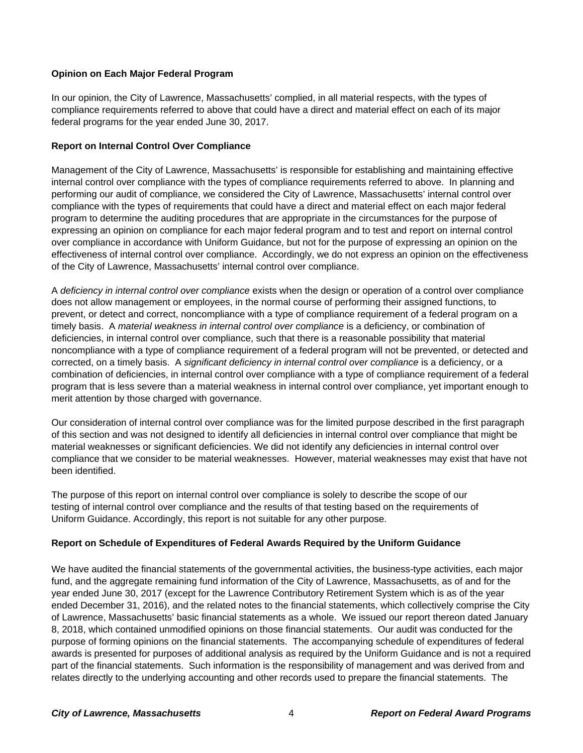**Opinion on Each Major Federal Program**

In our opinion, the City of Lawrence, Massachusetts' complied, in all material respects, with the types of compliance requirements referred to above that could have a direct and material effect on each of its major federal programs for the year ended June 30, 2017.

**Report on Internal Control Over Compliance**

Management of the City of Lawrence, Massachusetts' is responsible for establishing and maintaining effective internal control over compliance with the types of compliance requirements referred to above. In planning and performing our audit of compliance, we considered the City of Lawrence, Massachusetts' internal control over compliance with the types of requirements that could have a direct and material effect on each major federal program to determine the auditing procedures that are appropriate in the circumstances for the purpose of expressing an opinion on compliance for each major federal program and to test and report on internal control over compliance in accordance with Uniform Guidance, but not for the purpose of expressing an opinion on the effectiveness of internal control over compliance. Accordingly, we do not express an opinion on the effectiveness of the City of Lawrence, Massachusetts' internal control over compliance.

A *deficiency in internal control over compliance* exists when the design or operation of a control over compliance does not allow management or employees, in the normal course of performing their assigned functions, to prevent, or detect and correct, noncompliance with a type of compliance requirement of a federal program on a timely basis. A *material weakness in internal control over compliance* is a deficiency, or combination of deficiencies, in internal control over compliance, such that there is a reasonable possibility that material noncompliance with a type of compliance requirement of a federal program will not be prevented, or detected and corrected, on a timely basis. A *significant deficiency in internal control over compliance* is a deficiency, or a combination of deficiencies, in internal control over compliance with a type of compliance requirement of a federal program that is less severe than a material weakness in internal control over compliance, yet important enough to merit attention by those charged with governance.

Our consideration of internal control over compliance was for the limited purpose described in the first paragraph of this section and was not designed to identify all deficiencies in internal control over compliance that might be material weaknesses or significant deficiencies. We did not identify any deficiencies in internal control over compliance that we consider to be material weaknesses. However, material weaknesses may exist that have not been identified.

The purpose of this report on internal control over compliance is solely to describe the scope of our testing of internal control over compliance and the results of that testing based on the requirements of Uniform Guidance. Accordingly, this report is not suitable for any other purpose.

**Report on Schedule of Expenditures of Federal Awards Required by the Uniform Guidance**

We have audited the financial statements of the governmental activities, the business-type activities, each major fund, and the aggregate remaining fund information of the City of Lawrence, Massachusetts, as of and for the year ended June 30, 2017 (except for the Lawrence Contributory Retirement System which is as of the year ended December 31, 2016), and the related notes to the financial statements, which collectively comprise the City of Lawrence, Massachusetts' basic financial statements as a whole. We issued our report thereon dated January 8, 2018, which contained unmodified opinions on those financial statements. Our audit was conducted for the purpose of forming opinions on the financial statements. The accompanying schedule of expenditures of federal awards is presented for purposes of additional analysis as required by the Uniform Guidance and is not a required part of the financial statements. Such information is the responsibility of management and was derived from and relates directly to the underlying accounting and other records used to prepare the financial statements. The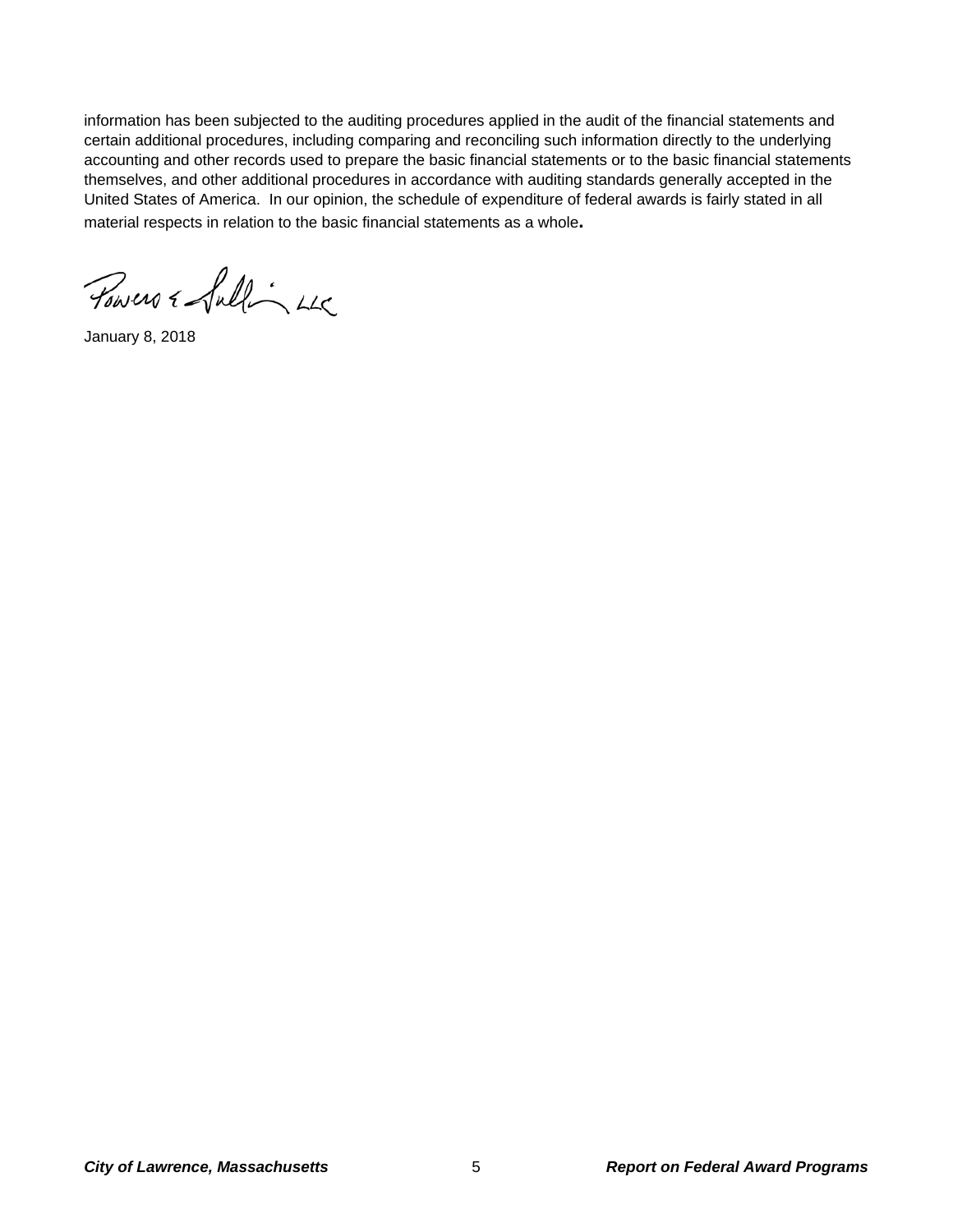information has been subjected to the auditing procedures applied in the audit of the financial statements and certain additional procedures, including comparing and reconciling such information directly to the underlying accounting and other records used to prepare the basic financial statements or to the basic financial statements themselves, and other additional procedures in accordance with auditing standards generally accepted in the United States of America. In our opinion, the schedule of expenditure of federal awards is fairly stated in all material respects in relation to the basic financial statements as a whole.

Powers & Sullivan LLC

January 8, 2018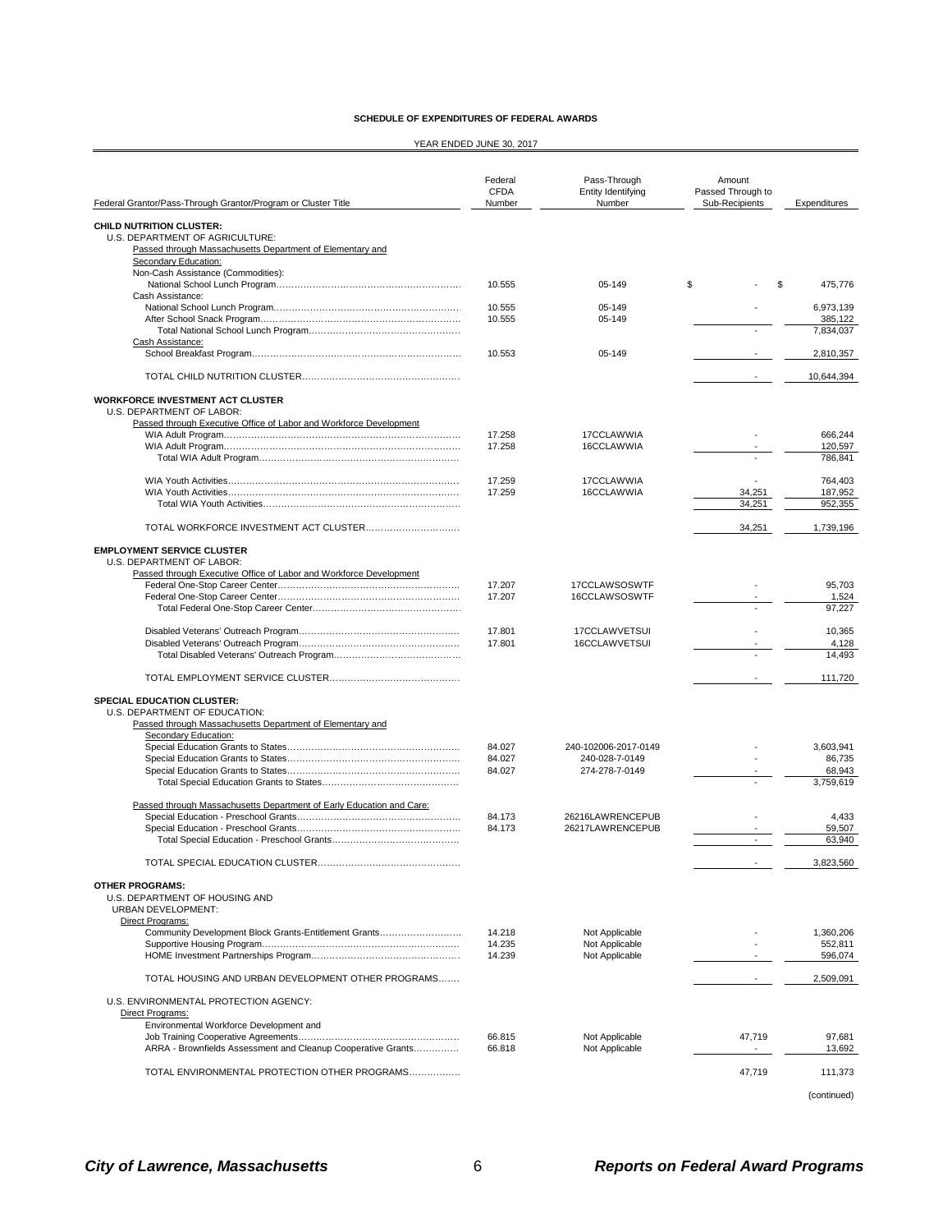**SCHEDULE OF EXPENDITURES OF FEDERAL AWARDS**

YEAR ENDED JUNE 30, 2017

| Federal Grantor/Pass-Through Grantor/Program or Cluster Title | Federal CFDA Number | Pass-Through Entity Identifying Number | Amount Passed Through to Sub-Recipients | Expenditures |
|---|---|---|---|---|
| **CHILD NUTRITION CLUSTER:** | | | | |
| U.S. DEPARTMENT OF AGRICULTURE: | | | | |
| Passed through Massachusetts Department of Elementary and Secondary Education: | | | | |
| Non-Cash Assistance (Commodities): | | | | |
| National School Lunch Program | 10.555 | 05-149 | $ - | $ 475,776 |
| Cash Assistance: | | | | |
| National School Lunch Program | 10.555 | 05-149 | - | 6,973,139 |
| After School Snack Program | 10.555 | 05-149 | | 385,122 |
| Total National School Lunch Program | | | - | 7,834,037 |
| Cash Assistance: | | | | |
| School Breakfast Program | 10.553 | 05-149 | - | 2,810,357 |
| TOTAL CHILD NUTRITION CLUSTER | | | - | 10,644,394 |
| **WORKFORCE INVESTMENT ACT CLUSTER** | | | | |
| U.S. DEPARTMENT OF LABOR: | | | | |
| Passed through Executive Office of Labor and Workforce Development | | | | |
| WIA Adult Program | 17.258 | 17CCLAWWIA | - | 666,244 |
| WIA Adult Program | 17.258 | 16CCLAWWIA | - | 120,597 |
| Total WIA Adult Program | | | - | 786,841 |
| WIA Youth Activities | 17.259 | 17CCLAWWIA | - | 764,403 |
| WIA Youth Activities | 17.259 | 16CCLAWWIA | 34,251 | 187,952 |
| Total WIA Youth Activities | | | 34,251 | 952,355 |
| TOTAL WORKFORCE INVESTMENT ACT CLUSTER | | | 34,251 | 1,739,196 |
| **EMPLOYMENT SERVICE CLUSTER** | | | | |
| U.S. DEPARTMENT OF LABOR: | | | | |
| Passed through Executive Office of Labor and Workforce Development | | | | |
| Federal One-Stop Career Center | 17.207 | 17CCLAWSOSWTF | - | 95,703 |
| Federal One-Stop Career Center | 17.207 | 16CCLAWSOSWTF | - | 1,524 |
| Total Federal One-Stop Career Center | | | - | 97,227 |
| Disabled Veterans' Outreach Program | 17.801 | 17CCLAWVETSUI | - | 10,365 |
| Disabled Veterans' Outreach Program | 17.801 | 16CCLAWVETSUI | - | 4,128 |
| Total Disabled Veterans' Outreach Program | | | - | 14,493 |
| TOTAL EMPLOYMENT SERVICE CLUSTER | | | - | 111,720 |
| **SPECIAL EDUCATION CLUSTER:** | | | | |
| U.S. DEPARTMENT OF EDUCATION: | | | | |
| Passed through Massachusetts Department of Elementary and Secondary Education: | | | | |
| Special Education Grants to States | 84.027 | 240-102006-2017-0149 | - | 3,603,941 |
| Special Education Grants to States | 84.027 | 240-028-7-0149 | - | 86,735 |
| Special Education Grants to States | 84.027 | 274-278-7-0149 | - | 68,943 |
| Total Special Education Grants to States | | | - | 3,759,619 |
| Passed through Massachusetts Department of Early Education and Care: | | | | |
| Special Education - Preschool Grants | 84.173 | 26216LAWRENCEPUB | - | 4,433 |
| Special Education - Preschool Grants | 84.173 | 26217LAWRENCEPUB | - | 59,507 |
| Total Special Education - Preschool Grants | | | - | 63,940 |
| TOTAL SPECIAL EDUCATION CLUSTER | | | - | 3,823,560 |
| **OTHER PROGRAMS:** | | | | |
| U.S. DEPARTMENT OF HOUSING AND URBAN DEVELOPMENT: | | | | |
| Direct Programs: | | | | |
| Community Development Block Grants-Entitlement Grants | 14.218 | Not Applicable | - | 1,360,206 |
| Supportive Housing Program | 14.235 | Not Applicable | - | 552,811 |
| HOME Investment Partnerships Program | 14.239 | Not Applicable | - | 596,074 |
| TOTAL HOUSING AND URBAN DEVELOPMENT OTHER PROGRAMS | | | - | 2,509,091 |
| U.S. ENVIRONMENTAL PROTECTION AGENCY: | | | | |
| Direct Programs: | | | | |
| Environmental Workforce Development and Job Training Cooperative Agreements | 66.815 | Not Applicable | 47,719 | 97,681 |
| ARRA - Brownfields Assessment and Cleanup Cooperative Grants | 66.818 | Not Applicable | - | 13,692 |
| TOTAL ENVIRONMENTAL PROTECTION OTHER PROGRAMS | | | 47,719 | 111,373 |

(continued)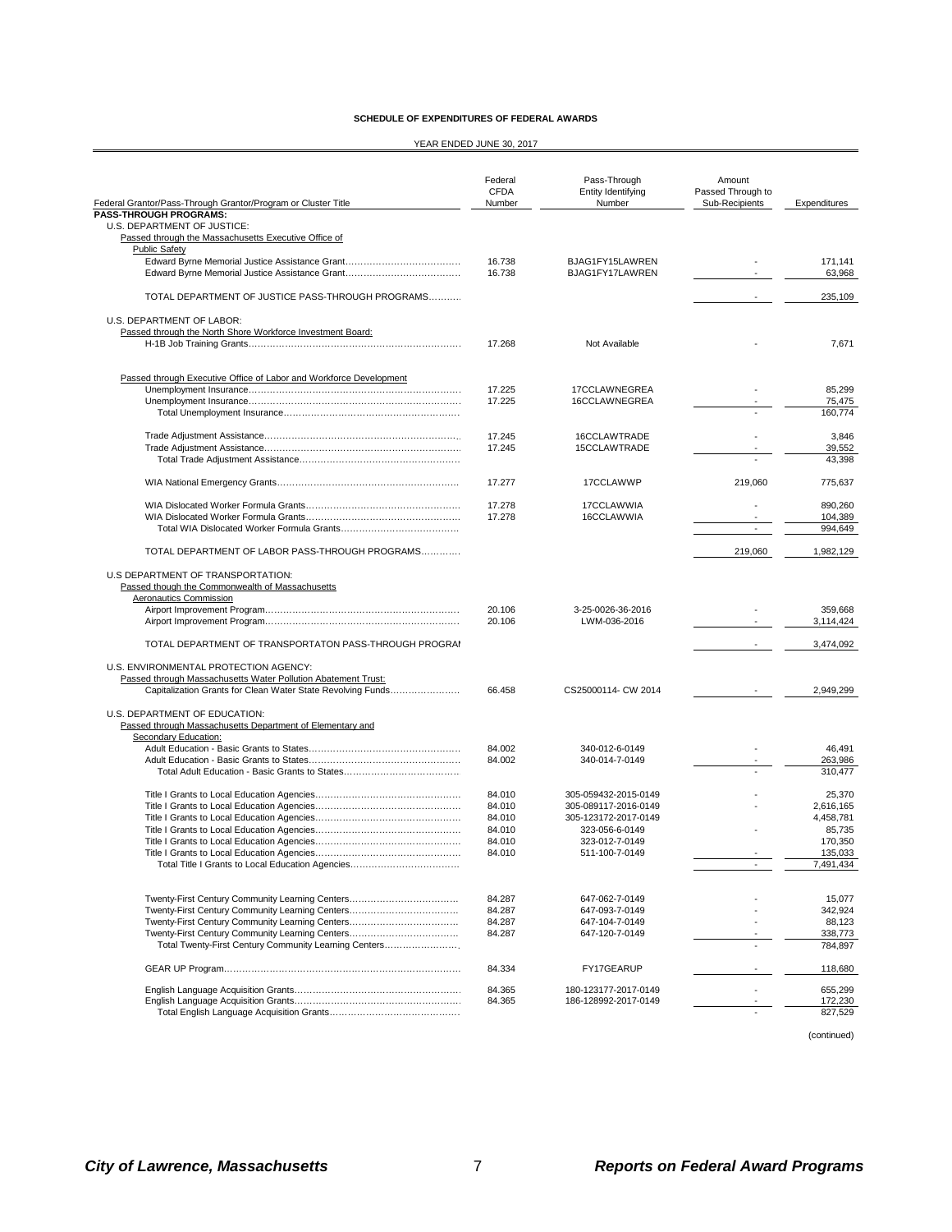**SCHEDULE OF EXPENDITURES OF FEDERAL AWARDS**

YEAR ENDED JUNE 30, 2017

| Federal Grantor/Pass-Through Grantor/Program or Cluster Title | Federal CFDA Number | Pass-Through Entity Identifying Number | Amount Passed Through to Sub-Recipients | Expenditures |
|---|---|---|---|---|
| **PASS-THROUGH PROGRAMS:** | | | | |
| U.S. DEPARTMENT OF JUSTICE: | | | | |
| Passed through the Massachusetts Executive Office of | | | | |
| Public Safety | | | | |
| Edward Byrne Memorial Justice Assistance Grant | 16.738 | BJAG1FY15LAWREN | - | 171,141 |
| Edward Byrne Memorial Justice Assistance Grant | 16.738 | BJAG1FY17LAWREN | - | 63,968 |
| TOTAL DEPARTMENT OF JUSTICE PASS-THROUGH PROGRAMS | | | - | 235,109 |
| U.S. DEPARTMENT OF LABOR: | | | | |
| Passed through the North Shore Workforce Investment Board: | | | | |
| H-1B Job Training Grants | 17.268 | Not Available | - | 7,671 |
| Passed through Executive Office of Labor and Workforce Development | | | | |
| Unemployment Insurance | 17.225 | 17CCLAWNEGREA | - | 85,299 |
| Unemployment Insurance | 17.225 | 16CCLAWNEGREA | - | 75,475 |
| Total Unemployment Insurance | | | - | 160,774 |
| Trade Adjustment Assistance | 17.245 | 16CCLAWTRADE | - | 3,846 |
| Trade Adjustment Assistance | 17.245 | 15CCLAWTRADE | - | 39,552 |
| Total Trade Adjustment Assistance | | | - | 43,398 |
| WIA National Emergency Grants | 17.277 | 17CCLAWWP | 219,060 | 775,637 |
| WIA Dislocated Worker Formula Grants | 17.278 | 17CCLAWWIA | - | 890,260 |
| WIA Dislocated Worker Formula Grants | 17.278 | 16CCLAWWIA | - | 104,389 |
| Total WIA Dislocated Worker Formula Grants | | | - | 994,649 |
| TOTAL DEPARTMENT OF LABOR PASS-THROUGH PROGRAMS | | | 219,060 | 1,982,129 |
| U.S DEPARTMENT OF TRANSPORTATION: | | | | |
| Passed though the Commonwealth of Massachusetts | | | | |
| Aeronautics Commission | | | | |
| Airport Improvement Program | 20.106 | 3-25-0026-36-2016 | - | 359,668 |
| Airport Improvement Program | 20.106 | LWM-036-2016 | - | 3,114,424 |
| TOTAL DEPARTMENT OF TRANSPORTATON PASS-THROUGH PROGRAI | | | - | 3,474,092 |
| U.S. ENVIRONMENTAL PROTECTION AGENCY: | | | | |
| Passed through Massachusetts Water Pollution Abatement Trust: | | | | |
| Capitalization Grants for Clean Water State Revolving Funds | 66.458 | CS25000114- CW 2014 | - | 2,949,299 |
| U.S. DEPARTMENT OF EDUCATION: | | | | |
| Passed through Massachusetts Department of Elementary and | | | | |
| Secondary Education: | | | | |
| Adult Education - Basic Grants to States | 84.002 | 340-012-6-0149 | - | 46,491 |
| Adult Education - Basic Grants to States | 84.002 | 340-014-7-0149 | - | 263,986 |
| Total Adult Education - Basic Grants to States | | | - | 310,477 |
| Title I Grants to Local Education Agencies | 84.010 | 305-059432-2015-0149 | - | 25,370 |
| Title I Grants to Local Education Agencies | 84.010 | 305-089117-2016-0149 | - | 2,616,165 |
| Title I Grants to Local Education Agencies | 84.010 | 305-123172-2017-0149 | | 4,458,781 |
| Title I Grants to Local Education Agencies | 84.010 | 323-056-6-0149 | - | 85,735 |
| Title I Grants to Local Education Agencies | 84.010 | 323-012-7-0149 | | 170,350 |
| Title I Grants to Local Education Agencies | 84.010 | 511-100-7-0149 | - | 135,033 |
| Total Title I Grants to Local Education Agencies | | | - | 7,491,434 |
| Twenty-First Century Community Learning Centers | 84.287 | 647-062-7-0149 | - | 15,077 |
| Twenty-First Century Community Learning Centers | 84.287 | 647-093-7-0149 | - | 342,924 |
| Twenty-First Century Community Learning Centers | 84.287 | 647-104-7-0149 | - | 88,123 |
| Twenty-First Century Community Learning Centers | 84.287 | 647-120-7-0149 | - | 338,773 |
| Total Twenty-First Century Community Learning Centers | | | - | 784,897 |
| GEAR UP Program | 84.334 | FY17GEARUP | - | 118,680 |
| English Language Acquisition Grants | 84.365 | 180-123177-2017-0149 | - | 655,299 |
| English Language Acquisition Grants | 84.365 | 186-128992-2017-0149 | - | 172,230 |
| Total English Language Acquisition Grants | | | - | 827,529 |

(continued)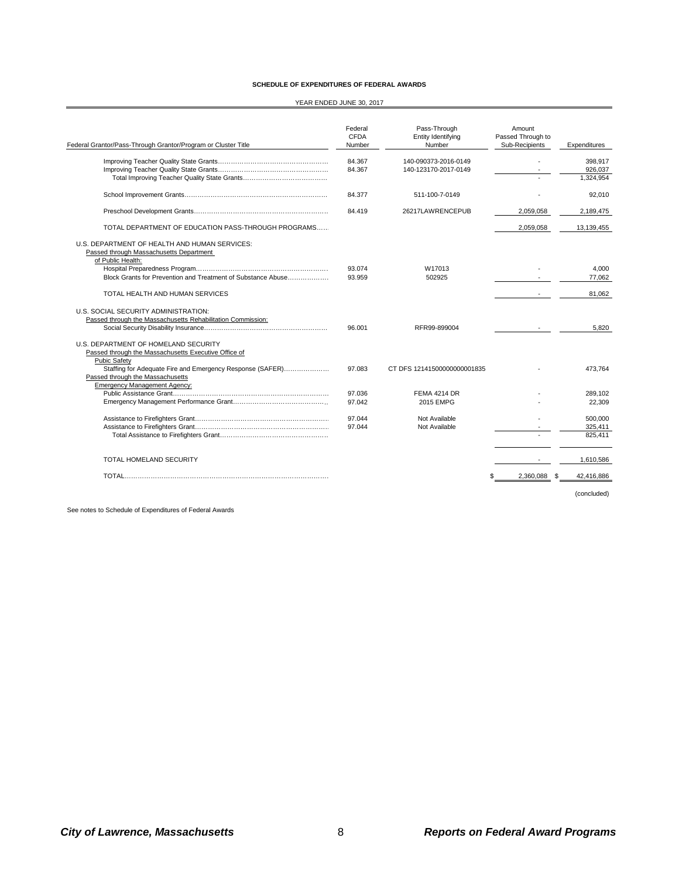**SCHEDULE OF EXPENDITURES OF FEDERAL AWARDS**

YEAR ENDED JUNE 30, 2017

| Federal Grantor/Pass-Through Grantor/Program or Cluster Title | Federal CFDA Number | Pass-Through Entity Identifying Number | Amount Passed Through to Sub-Recipients | Expenditures |
|---|---|---|---|---|
| Improving Teacher Quality State Grants | 84.367 | 140-090373-2016-0149 | - | 398,917 |
| Improving Teacher Quality State Grants | 84.367 | 140-123170-2017-0149 | - | 926,037 |
| Total Improving Teacher Quality State Grants | | | - | 1,324,954 |
| School Improvement Grants | 84.377 | 511-100-7-0149 | - | 92,010 |
| Preschool Development Grants | 84.419 | 26217LAWRENCEPUB | 2,059,058 | 2,189,475 |
| TOTAL DEPARTMENT OF EDUCATION PASS-THROUGH PROGRAMS | | | 2,059,058 | 13,139,455 |
| U.S. DEPARTMENT OF HEALTH AND HUMAN SERVICES: | | | | |
| Passed through Massachusetts Department of Public Health: | | | | |
| Hospital Preparedness Program | 93.074 | W17013 | - | 4,000 |
| Block Grants for Prevention and Treatment of Substance Abuse | 93.959 | 502925 | - | 77,062 |
| TOTAL HEALTH AND HUMAN SERVICES | | | - | 81,062 |
| U.S. SOCIAL SECURITY ADMINISTRATION: | | | | |
| Passed through the Massachusetts Rehabilitation Commission: | | | | |
| Social Security Disability Insurance | 96.001 | RFR99-899004 | - | 5,820 |
| U.S. DEPARTMENT OF HOMELAND SECURITY | | | | |
| Passed through the Massachusetts Executive Office of Pubic Safety | | | | |
| Staffing for Adequate Fire and Emergency Response (SAFER) | 97.083 | CT DFS 12141500000000001835 | - | 473,764 |
| Passed through the Massachusetts Emergency Management Agency: | | | | |
| Public Assistance Grant | 97.036 | FEMA 4214 DR | - | 289,102 |
| Emergency Management Performance Grant | 97.042 | 2015 EMPG | - | 22,309 |
| Assistance to Firefighters Grant | 97.044 | Not Available | - | 500,000 |
| Assistance to Firefighters Grant | 97.044 | Not Available | - | 325,411 |
| Total Assistance to Firefighters Grant | | | - | 825,411 |
| TOTAL HOMELAND SECURITY | | | - | 1,610,586 |
| TOTAL | | | $ 2,360,088 | $ 42,416,886 |

(concluded)

See notes to Schedule of Expenditures of Federal Awards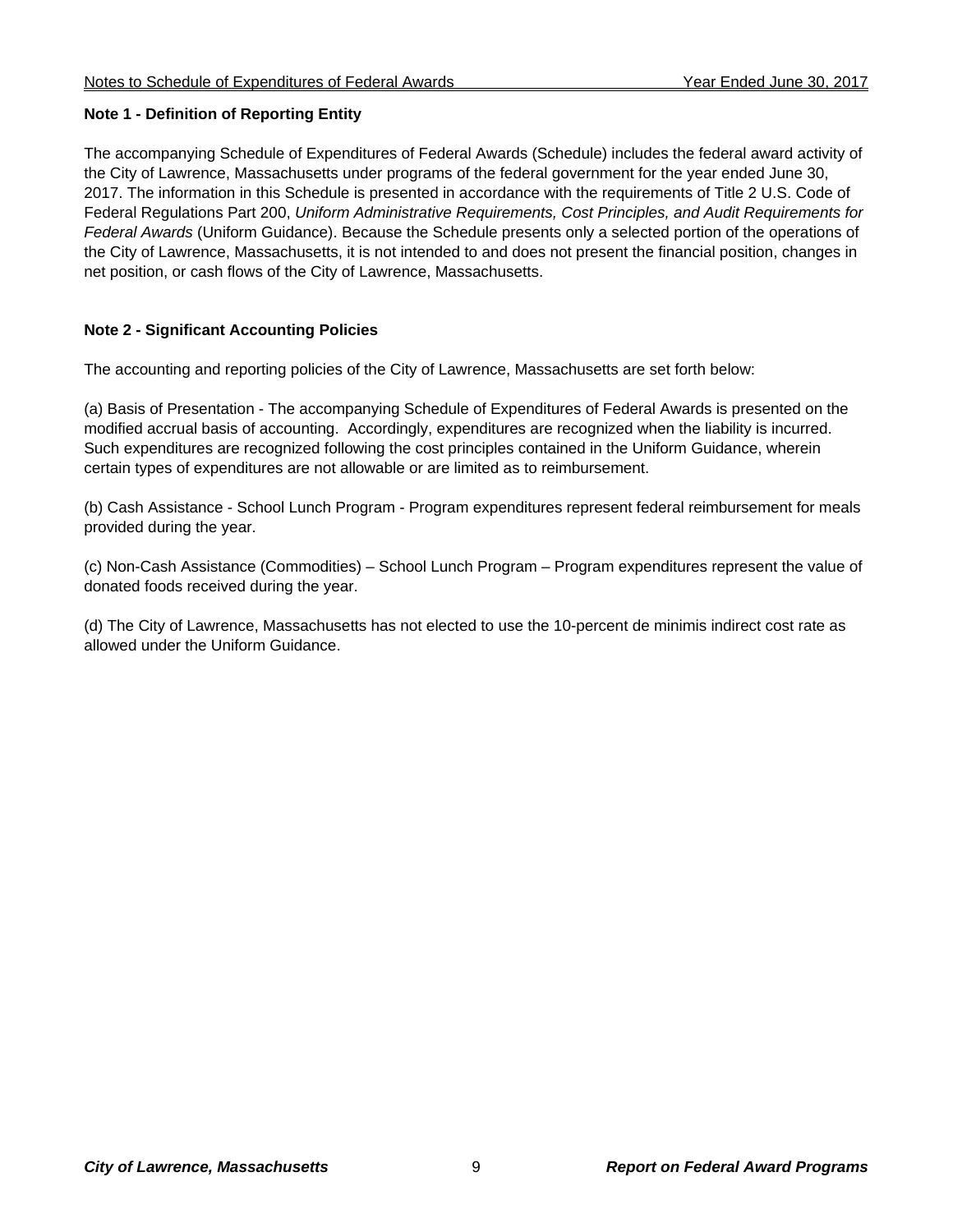## Note 1 - Definition of Reporting Entity

The accompanying Schedule of Expenditures of Federal Awards (Schedule) includes the federal award activity of the City of Lawrence, Massachusetts under programs of the federal government for the year ended June 30, 2017. The information in this Schedule is presented in accordance with the requirements of Title 2 U.S. Code of Federal Regulations Part 200, *Uniform Administrative Requirements, Cost Principles, and Audit Requirements for Federal Awards* (Uniform Guidance). Because the Schedule presents only a selected portion of the operations of the City of Lawrence, Massachusetts, it is not intended to and does not present the financial position, changes in net position, or cash flows of the City of Lawrence, Massachusetts.

## Note 2 - Significant Accounting Policies

The accounting and reporting policies of the City of Lawrence, Massachusetts are set forth below:

(a) Basis of Presentation - The accompanying Schedule of Expenditures of Federal Awards is presented on the modified accrual basis of accounting. Accordingly, expenditures are recognized when the liability is incurred. Such expenditures are recognized following the cost principles contained in the Uniform Guidance, wherein certain types of expenditures are not allowable or are limited as to reimbursement.

(b) Cash Assistance - School Lunch Program - Program expenditures represent federal reimbursement for meals provided during the year.

(c) Non-Cash Assistance (Commodities) – School Lunch Program – Program expenditures represent the value of donated foods received during the year.

(d) The City of Lawrence, Massachusetts has not elected to use the 10-percent de minimis indirect cost rate as allowed under the Uniform Guidance.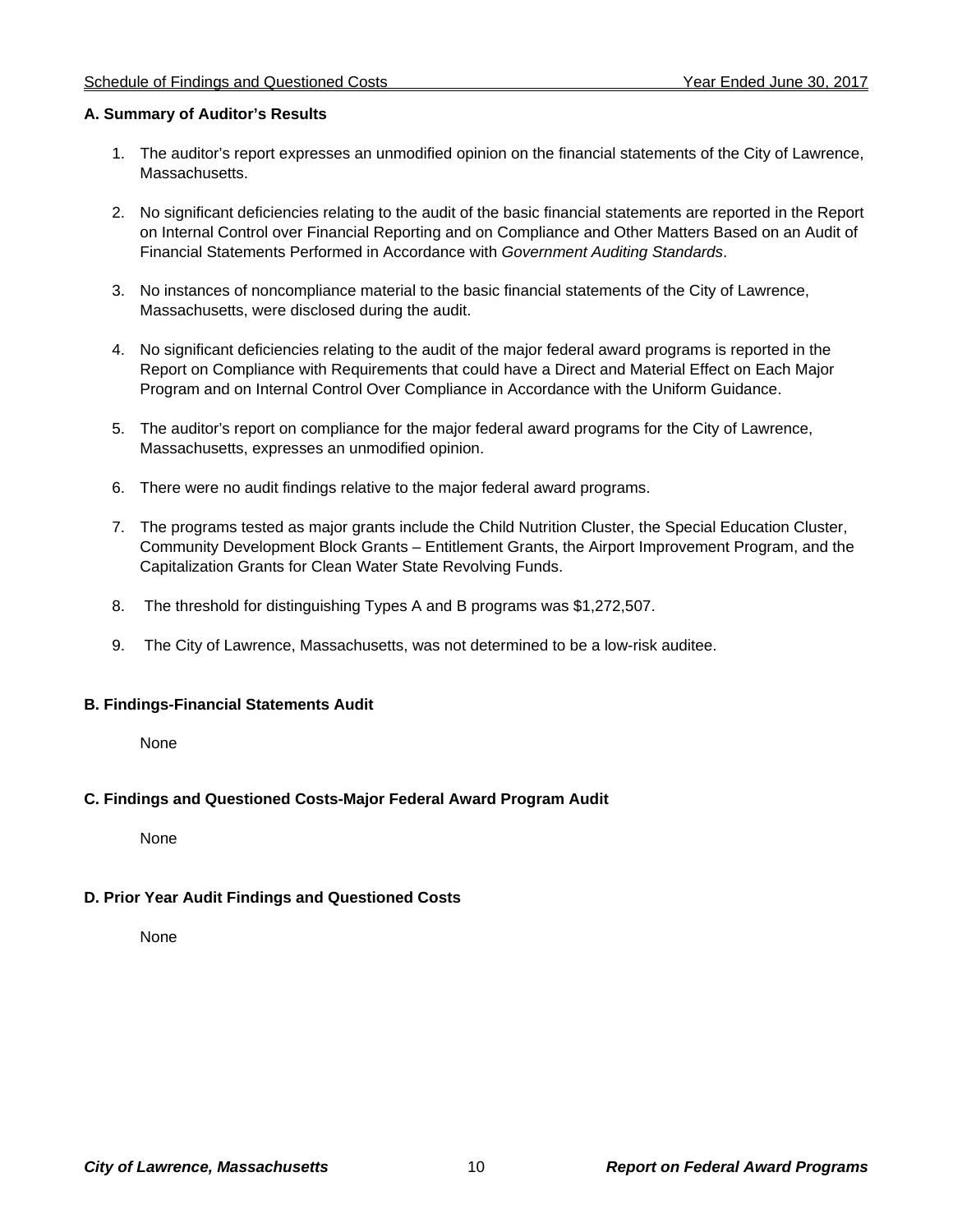Schedule of Findings and Questioned Costs — Year Ended June 30, 2017

## A. Summary of Auditor's Results

1. The auditor's report expresses an unmodified opinion on the financial statements of the City of Lawrence, Massachusetts.

2. No significant deficiencies relating to the audit of the basic financial statements are reported in the Report on Internal Control over Financial Reporting and on Compliance and Other Matters Based on an Audit of Financial Statements Performed in Accordance with *Government Auditing Standards*.

3. No instances of noncompliance material to the basic financial statements of the City of Lawrence, Massachusetts, were disclosed during the audit.

4. No significant deficiencies relating to the audit of the major federal award programs is reported in the Report on Compliance with Requirements that could have a Direct and Material Effect on Each Major Program and on Internal Control Over Compliance in Accordance with the Uniform Guidance.

5. The auditor's report on compliance for the major federal award programs for the City of Lawrence, Massachusetts, expresses an unmodified opinion.

6. There were no audit findings relative to the major federal award programs.

7. The programs tested as major grants include the Child Nutrition Cluster, the Special Education Cluster, Community Development Block Grants – Entitlement Grants, the Airport Improvement Program, and the Capitalization Grants for Clean Water State Revolving Funds.

8. The threshold for distinguishing Types A and B programs was $1,272,507.

9. The City of Lawrence, Massachusetts, was not determined to be a low-risk auditee.

## B. Findings-Financial Statements Audit

None

## C. Findings and Questioned Costs-Major Federal Award Program Audit

None

## D. Prior Year Audit Findings and Questioned Costs

None